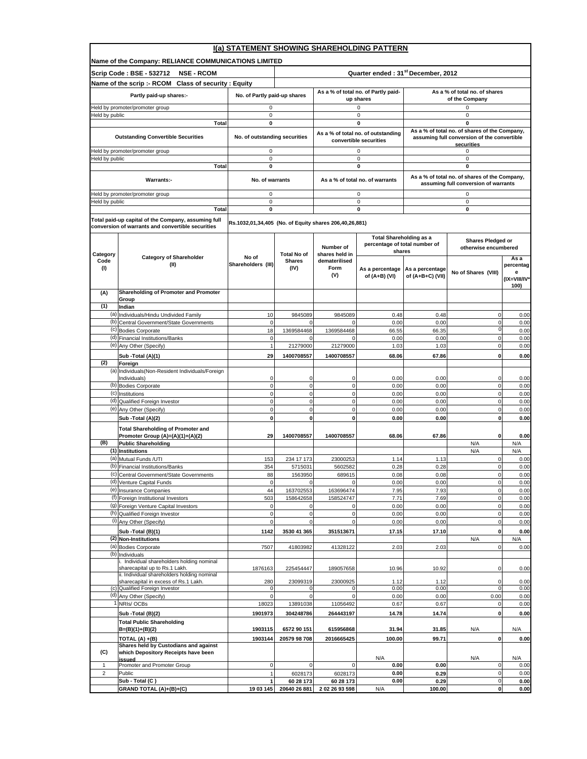# I(a) STATEMENT SHOWING SHAREHOLDING PATTERN

**Name of the Company: RELIANCE COMMUNICATIONS LIMITED**

**Scrip Code : BSE - 532712 NSE - RCOM** | **Quarter ended : 31[st] December, 2012**

**Name of the scrip :- RCOM Class of security : Equity**

| Partly paid-up shares:- | No. of Partly paid-up shares | As a % of total no. of Partly paid-up shares | As a % of total no. of shares of the Company |
|---|---|---|---|
| Held by promoter/promoter group | 0 | 0 | 0 |
| Held by public | 0 | 0 | 0 |
| **Total** | **0** | **0** | **0** |

| Outstanding Convertible Securities | No. of outstanding securities | As a % of total no. of outstanding convertible securities | As a % of total no. of shares of the Company, assuming full conversion of the convertible securities |
|---|---|---|---|
| Held by promoter/promoter group | 0 | 0 | 0 |
| Held by public | 0 | 0 | 0 |
| **Total** | **0** | **0** | **0** |

| Warrants:- | No. of warrants | As a % of total no. of warrants | As a % of total no. of shares of the Company, assuming full conversion of warrants |
|---|---|---|---|
| Held by promoter/promoter group | 0 | 0 | 0 |
| Held by public | 0 | 0 | 0 |
| **Total** | **0** | **0** | **0** |

**Total paid-up capital of the Company, assuming full conversion of warrants and convertible securities:** Rs.1032,01,34,405 (No. of Equity shares 206,40,26,881)

| Category Code (I) | Category of Shareholder (II) | No of Shareholders (III) | Total No of Shares (IV) | Number of shares held in dematerilised Form (V) | Total Shareholding as a percentage of total number of shares | | Shares Pledged or otherwise encumbered | |
|---|---|---|---|---|---|---|---|---|
| | | | | | As a percentage of (A+B) (VI) | As a percentage of (A+B+C) (VII) | No of Shares (VIII) | As a percentage (IX=VIII/IV*100) |
| **(A)** | **Shareholding of Promoter and Promoter Group** | | | | | | | |
| **(1)** | **Indian** | | | | | | | |
| (a) | Individuals/Hindu Undivided Family | 10 | 9845089 | 9845089 | 0.48 | 0.48 | 0 | 0.00 |
| (b) | Central Government/State Governments | 0 | 0 | 0 | 0.00 | 0.00 | 0 | 0.00 |
| (c) | Bodies Corporate | 18 | 1369584468 | 1369584468 | 66.55 | 66.35 | 0 | 0.00 |
| (d) | Financial Institutions/Banks | 0 | 0 | 0 | 0.00 | 0.00 | 0 | 0.00 |
| (e) | Any Other (Specify) | 1 | 21279000 | 21279000 | 1.03 | 1.03 | 0 | 0.00 |
| | **Sub -Total (A)(1)** | **29** | **1400708557** | **1400708557** | **68.06** | **67.86** | **0** | **0.00** |
| **(2)** | **Foreign** | | | | | | | |
| (a) | Individuals(Non-Resident Individuals/Foreign Individuals) | 0 | 0 | 0 | 0.00 | 0.00 | 0 | 0.00 |
| (b) | Bodies Corporate | 0 | 0 | 0 | 0.00 | 0.00 | 0 | 0.00 |
| (c) | Institutions | 0 | 0 | 0 | 0.00 | 0.00 | 0 | 0.00 |
| (d) | Qualified Foreign Investor | 0 | 0 | 0 | 0.00 | 0.00 | 0 | 0.00 |
| (e) | Any Other (Specify) | 0 | 0 | 0 | 0.00 | 0.00 | 0 | 0.00 |
| | **Sub -Total (A)(2)** | **0** | **0** | **0** | **0.00** | **0.00** | **0** | **0.00** |
| | **Total Shareholding of Promoter and Promoter Group (A)=(A)(1)+(A)(2)** | **29** | **1400708557** | **1400708557** | **68.06** | **67.86** | **0** | **0.00** |
| **(B)** | **Public Shareholding** | | | | | | N/A | N/A |
| **(1)** | **Institutions** | | | | | | N/A | N/A |
| (a) | Mutual Funds /UTI | 153 | 234 17 173 | 23000253 | 1.14 | 1.13 | 0 | 0.00 |
| (b) | Financial Institutions/Banks | 354 | 5715031 | 5602582 | 0.28 | 0.28 | 0 | 0.00 |
| (c) | Central Government/State Governments | 88 | 1563950 | 689615 | 0.08 | 0.08 | 0 | 0.00 |
| (d) | Venture Capital Funds | 0 | 0 | 0 | 0.00 | 0.00 | 0 | 0.00 |
| (e) | Insurance Companies | 44 | 163702553 | 163696474 | 7.95 | 7.93 | 0 | 0.00 |
| (f) | Foreign Institutional Investors | 503 | 158642658 | 158524747 | 7.71 | 7.69 | 0 | 0.00 |
| (g) | Foreign Venture Capital Investors | 0 | 0 | 0 | 0.00 | 0.00 | 0 | 0.00 |
| (h) | Qualified Foreign Investor | 0 | 0 | 0 | 0.00 | 0.00 | 0 | 0.00 |
| (i) | Any Other (Specify) | 0 | 0 | 0 | 0.00 | 0.00 | 0 | 0.00 |
| | **Sub -Total (B)(1)** | **1142** | **3530 41 365** | **351513671** | **17.15** | **17.10** | **0** | **0.00** |
| **(2)** | **Non-Institutions** | | | | | | N/A | N/A |
| (a) | Bodies Corporate | 7507 | 41803982 | 41328122 | 2.03 | 2.03 | 0 | 0.00 |
| (b) | Individuals | | | | | | | |
| | i. Individual shareholders holding nominal sharecapital up to Rs.1 Lakh. | 1876163 | 225454447 | 189057658 | 10.96 | 10.92 | 0 | 0.00 |
| | ii. Individual shareholders holding nominal sharecapital in excess of Rs.1 Lakh. | 280 | 23099319 | 23000925 | 1.12 | 1.12 | 0 | 0.00 |
| (c) | Qualified Foreign Investor | 0 | 0 | 0 | 0.00 | 0.00 | 0 | 0.00 |
| (d) | Any Other (Specify) | 0 | 0 | 0 | 0.00 | 0.00 | 0.00 | 0.00 |
| 1 | NRIs/ OCBs | 18023 | 13891038 | 11056492 | 0.67 | 0.67 | 0 | 0.00 |
| | **Sub -Total (B)(2)** | **1901973** | **304248786** | **264443197** | **14.78** | **14.74** | **0** | **0.00** |
| | **Total Public Shareholding B=(B)(1)+(B)(2)** | **1903115** | **6572 90 151** | **615956868** | **31.94** | **31.85** | N/A | N/A |
| | **TOTAL (A) +(B)** | **1903144** | **20579 98 708** | **2016665425** | **100.00** | **99.71** | **0** | **0.00** |
| **(C)** | **Shares held by Custodians and against which Depository Receipts have been issued** | | | | N/A | | N/A | N/A |
| 1 | Promoter and Promoter Group | 0 | 0 | 0 | **0.00** | **0.00** | 0 | 0.00 |
| 2 | Public | 1 | 6028173 | 6028173 | **0.00** | **0.29** | 0 | 0.00 |
| | **Sub - Total (C )** | **1** | **60 28 173** | **60 28 173** | **0.00** | **0.29** | **0** | **0.00** |
| | **GRAND TOTAL (A)+(B)+(C)** | **19 03 145** | **20640 26 881** | **2 02 26 93 598** | N/A | **100.00** | **0** | **0.00** |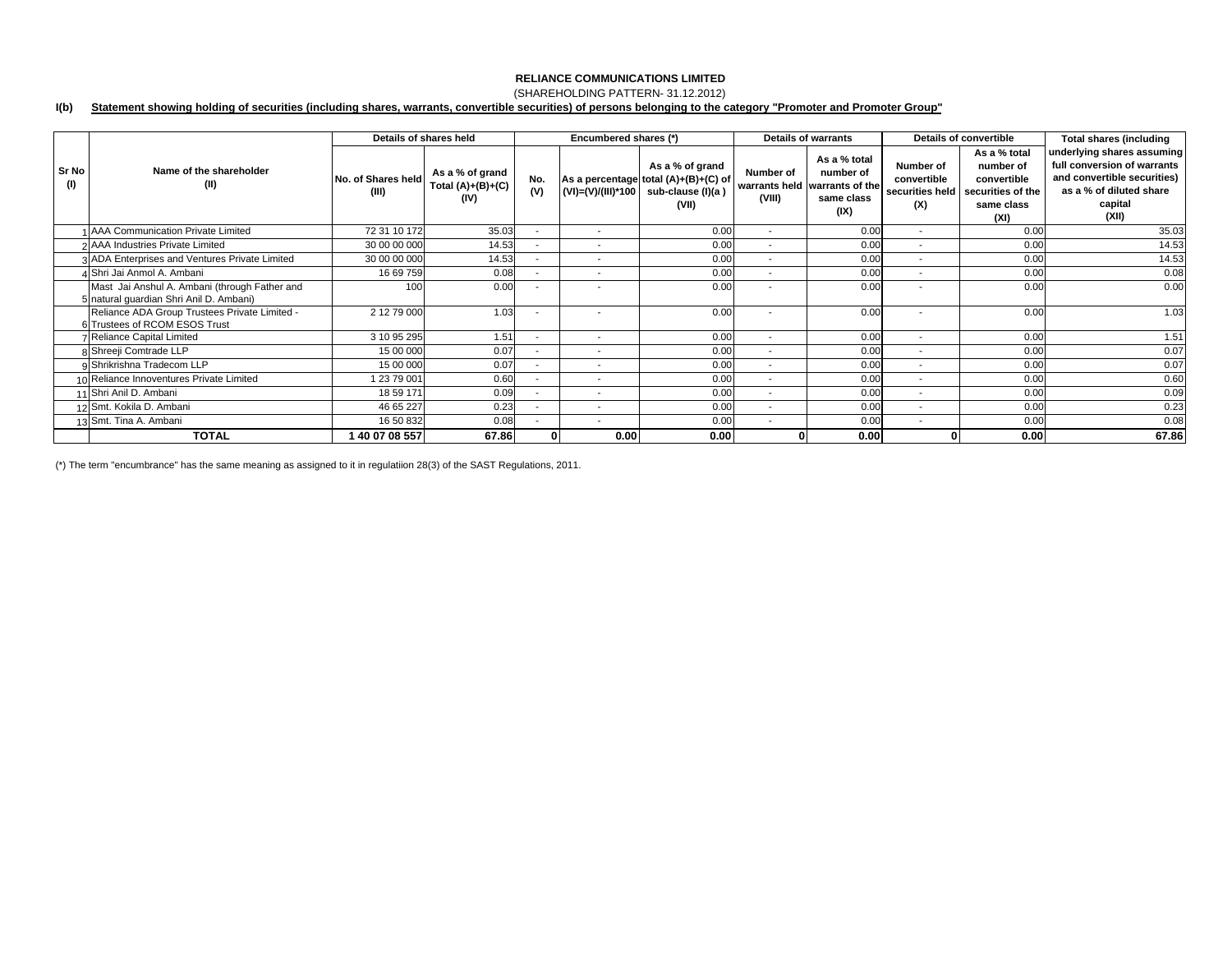**RELIANCE COMMUNICATIONS LIMITED**

(SHAREHOLDING PATTERN- 31.12.2012)

**I(b) Statement showing holding of securities (including shares, warrants, convertible securities) of persons belonging to the category "Promoter and Promoter Group"**

| Sr No (I) | Name of the shareholder (II) | Details of shares held | | Encumbered shares (*) | | | Details of warrants | | Details of convertible | | Total shares (including underlying shares assuming full conversion of warrants and convertible securities) as a % of diluted share capital (XII) |
|---|---|---|---|---|---|---|---|---|---|---|---|
| | | No. of Shares held (III) | As a % of grand Total (A)+(B)+(C) (IV) | No. (V) | As a percentage (VI)=(V)/(III)*100 | As a % of grand total (A)+(B)+(C) of sub-clause (I)(a ) (VII) | Number of warrants held (VIII) | As a % total number of warrants of the same class (IX) | Number of convertible securities held (X) | As a % total number of convertible securities of the same class (XI) | |
| 1 | AAA Communication Private Limited | 72 31 10 172 | 35.03 | - | - | 0.00 | - | 0.00 | - | 0.00 | 35.03 |
| 2 | AAA Industries Private Limited | 30 00 00 000 | 14.53 | - | - | 0.00 | - | 0.00 | - | 0.00 | 14.53 |
| 3 | ADA Enterprises and Ventures Private Limited | 30 00 00 000 | 14.53 | - | - | 0.00 | - | 0.00 | - | 0.00 | 14.53 |
| 4 | Shri Jai Anmol A. Ambani | 16 69 759 | 0.08 | - | - | 0.00 | - | 0.00 | - | 0.00 | 0.08 |
| 5 | Mast Jai Anshul A. Ambani (through Father and natural guardian Shri Anil D. Ambani) | 100 | 0.00 | - | - | 0.00 | - | 0.00 | - | 0.00 | 0.00 |
| 6 | Reliance ADA Group Trustees Private Limited - Trustees of RCOM ESOS Trust | 2 12 79 000 | 1.03 | - | - | 0.00 | - | 0.00 | - | 0.00 | 1.03 |
| 7 | Reliance Capital Limited | 3 10 95 295 | 1.51 | - | - | 0.00 | - | 0.00 | - | 0.00 | 1.51 |
| 8 | Shreeji Comtrade LLP | 15 00 000 | 0.07 | - | - | 0.00 | - | 0.00 | - | 0.00 | 0.07 |
| 9 | Shrikrishna Tradecom LLP | 15 00 000 | 0.07 | - | - | 0.00 | - | 0.00 | - | 0.00 | 0.07 |
| 10 | Reliance Innoventures Private Limited | 1 23 79 001 | 0.60 | - | - | 0.00 | - | 0.00 | - | 0.00 | 0.60 |
| 11 | Shri Anil D. Ambani | 18 59 171 | 0.09 | - | - | 0.00 | - | 0.00 | - | 0.00 | 0.09 |
| 12 | Smt. Kokila D. Ambani | 46 65 227 | 0.23 | - | - | 0.00 | - | 0.00 | - | 0.00 | 0.23 |
| 13 | Smt. Tina A. Ambani | 16 50 832 | 0.08 | - | - | 0.00 | - | 0.00 | - | 0.00 | 0.08 |
| | **TOTAL** | **1 40 07 08 557** | **67.86** | **0** | **0.00** | **0.00** | **0** | **0.00** | **0** | **0.00** | **67.86** |

(*) The term "encumbrance" has the same meaning as assigned to it in regulatiion 28(3) of the SAST Regulations, 2011.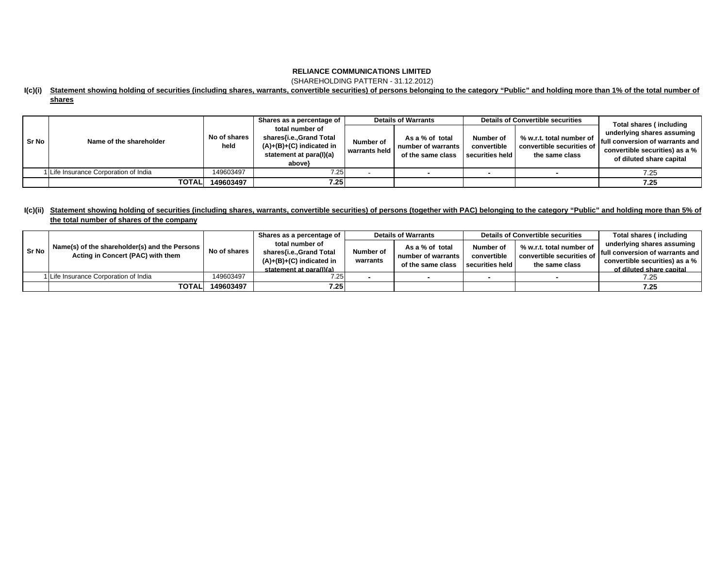**RELIANCE COMMUNICATIONS LIMITED**

(SHAREHOLDING PATTERN - 31.12.2012)

**I(c)(i)** **Statement showing holding of securities (including shares, warrants, convertible securities) of persons belonging to the category "Public" and holding more than 1% of the total number of shares**

| Sr No | Name of the shareholder | No of shares held | Shares as a percentage of total number of shares{i.e.,Grand Total (A)+(B)+(C) indicated in statement at para(I)(a) above} | Details of Warrants | | Details of Convertible securities | | Total shares ( including underlying shares assuming full conversion of warrants and convertible securities) as a % of diluted share capital |
|---|---|---|---|---|---|---|---|---|
| | | | | Number of warrants held | As a % of total number of warrants of the same class | Number of convertible securities held | % w.r.t. total number of convertible securities of the same class | |
| 1 | Life Insurance Corporation of India | 149603497 | 7.25 | - | - | - | - | 7.25 |
| | **TOTAL** | **149603497** | **7.25** | | | | | **7.25** |

**I(c)(ii)** **Statement showing holding of securities (including shares, warrants, convertible securities) of persons (together with PAC) belonging to the category "Public" and holding more than 5% of the total number of shares of the company**

| Sr No | Name(s) of the shareholder(s) and the Persons Acting in Concert (PAC) with them | No of shares | Shares as a percentage of total number of shares{i.e.,Grand Total (A)+(B)+(C) indicated in statement at para(I)(a) | Details of Warrants | | Details of Convertible securities | | Total shares ( including underlying shares assuming full conversion of warrants and convertible securities) as a % of diluted share capital |
|---|---|---|---|---|---|---|---|---|
| | | | | Number of warrants | As a % of total number of warrants of the same class | Number of convertible securities held | % w.r.t. total number of convertible securities of the same class | |
| 1 | Life Insurance Corporation of India | 149603497 | 7.25 | - | - | - | - | 7.25 |
| | **TOTAL** | **149603497** | **7.25** | | | | | **7.25** |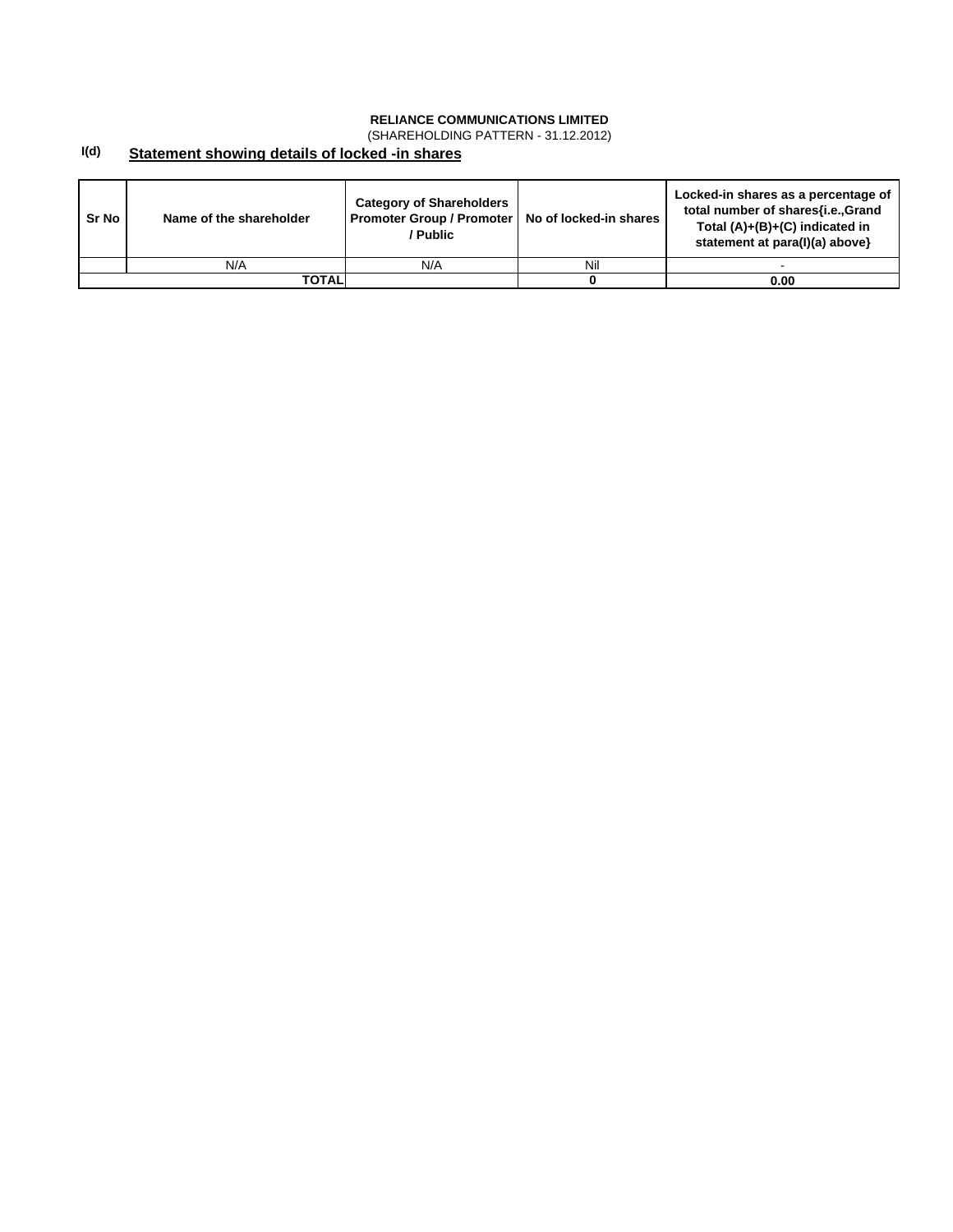**RELIANCE COMMUNICATIONS LIMITED**
(SHAREHOLDING PATTERN - 31.12.2012)

## I(d) Statement showing details of locked -in shares

| Sr No | Name of the shareholder | Category of Shareholders Promoter Group / Promoter / Public | No of locked-in shares | Locked-in shares as a percentage of total number of shares{i.e.,Grand Total (A)+(B)+(C) indicated in statement at para(I)(a) above} |
|---|---|---|---|---|
| | N/A | N/A | Nil | - |
| | **TOTAL** | | **0** | **0.00** |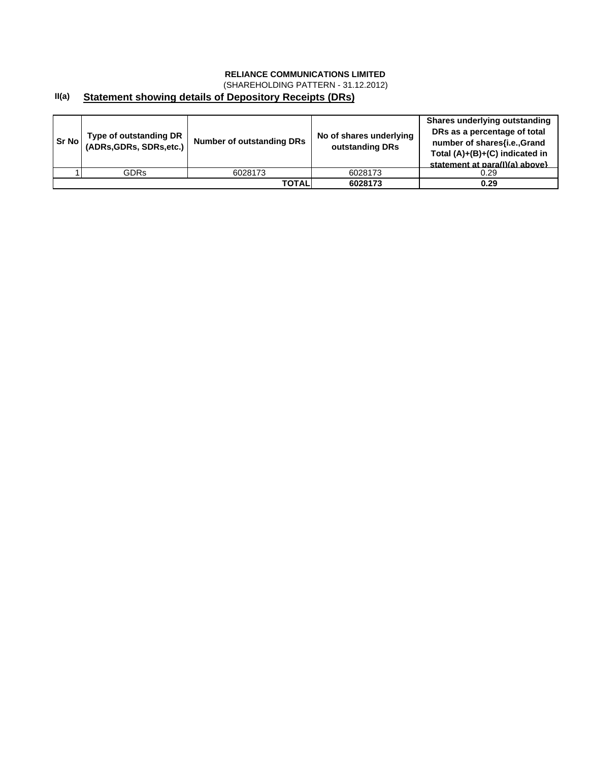**RELIANCE COMMUNICATIONS LIMITED**

(SHAREHOLDING PATTERN - 31.12.2012)

## II(a) Statement showing details of Depository Receipts (DRs)

| Sr No | Type of outstanding DR (ADRs,GDRs, SDRs,etc.) | Number of outstanding DRs | No of shares underlying outstanding DRs | Shares underlying outstanding DRs as a percentage of total number of shares{i.e.,Grand Total (A)+(B)+(C) indicated in statement at para(I)(a) above} |
|---|---|---|---|---|
| 1 | GDRs | 6028173 | 6028173 | 0.29 |
| | | **TOTAL** | **6028173** | **0.29** |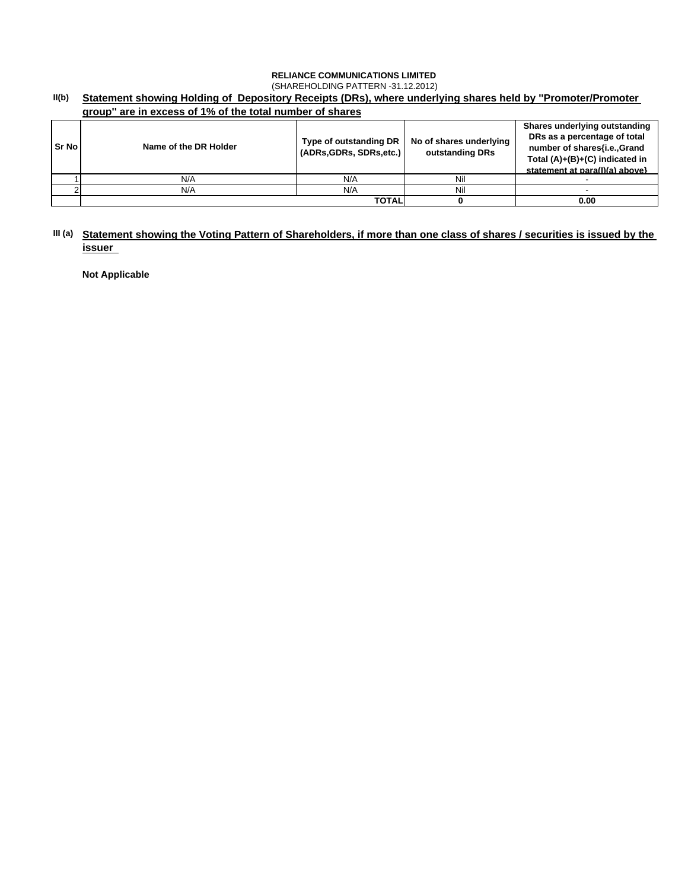**RELIANCE COMMUNICATIONS LIMITED**
(SHAREHOLDING PATTERN -31.12.2012)

**II(b)** **Statement showing Holding of Depository Receipts (DRs), where underlying shares held by "Promoter/Promoter group" are in excess of 1% of the total number of shares**

| Sr No | Name of the DR Holder | Type of outstanding DR (ADRs,GDRs, SDRs,etc.) | No of shares underlying outstanding DRs | Shares underlying outstanding DRs as a percentage of total number of shares{i.e.,Grand Total (A)+(B)+(C) indicated in statement at para(I)(a) above} |
|---|---|---|---|---|
| 1 | N/A | N/A | Nil | - |
| 2 | N/A | N/A | Nil | - |
| | | **TOTAL** | **0** | **0.00** |

**III (a)** **Statement showing the Voting Pattern of Shareholders, if more than one class of shares / securities is issued by the issuer**

**Not Applicable**